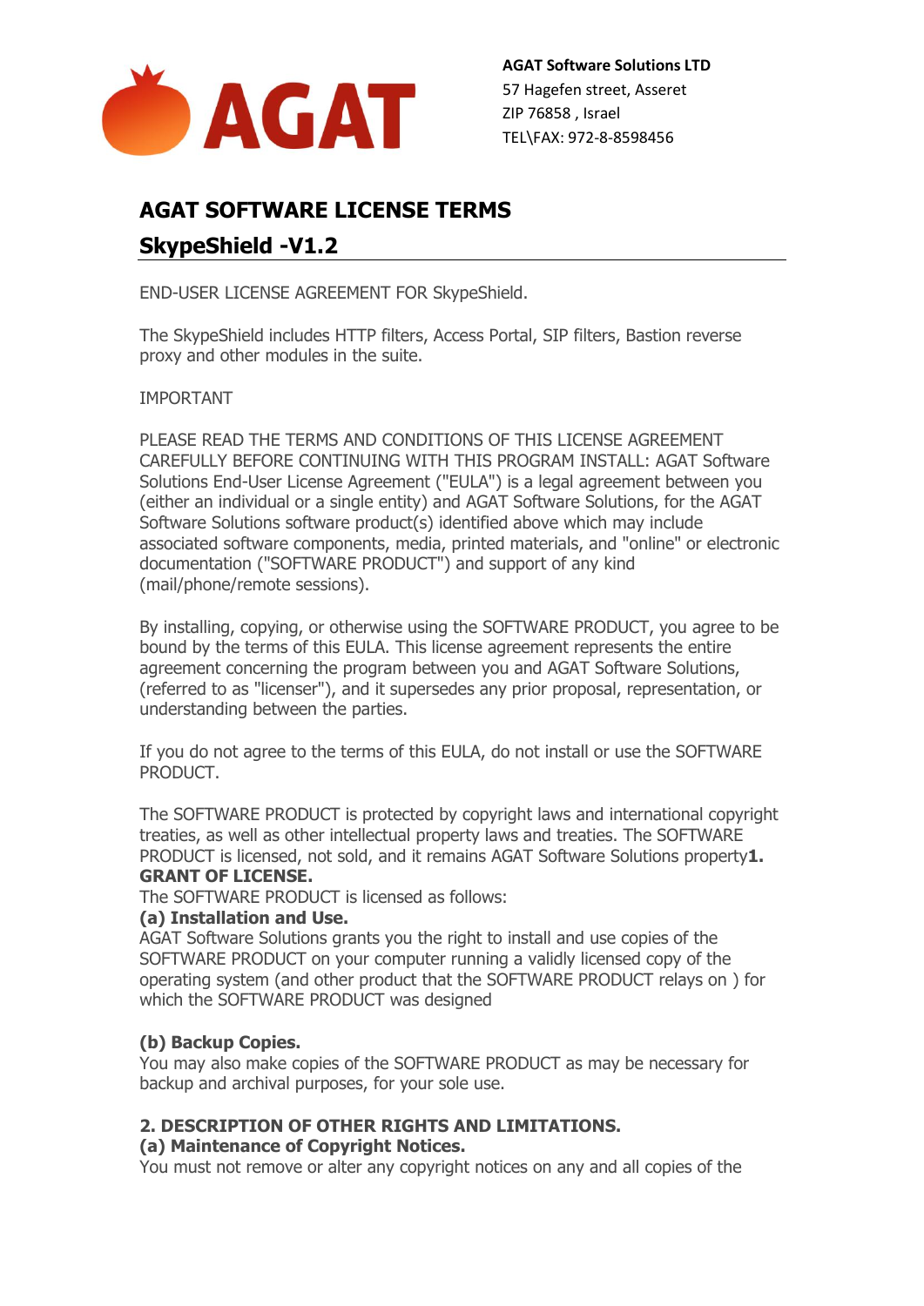**AGAT Software Solutions LTD**
57 Hagefen street, Asseret
ZIP 76858 , Israel
TEL\FAX: 972-8-8598456

# AGAT SOFTWARE LICENSE TERMS

## SkypeShield -V1.2

END-USER LICENSE AGREEMENT FOR SkypeShield.

The SkypeShield includes HTTP filters, Access Portal, SIP filters, Bastion reverse proxy and other modules in the suite.

IMPORTANT

PLEASE READ THE TERMS AND CONDITIONS OF THIS LICENSE AGREEMENT CAREFULLY BEFORE CONTINUING WITH THIS PROGRAM INSTALL: AGAT Software Solutions End-User License Agreement ("EULA") is a legal agreement between you (either an individual or a single entity) and AGAT Software Solutions, for the AGAT Software Solutions software product(s) identified above which may include associated software components, media, printed materials, and "online" or electronic documentation ("SOFTWARE PRODUCT") and support of any kind (mail/phone/remote sessions).

By installing, copying, or otherwise using the SOFTWARE PRODUCT, you agree to be bound by the terms of this EULA. This license agreement represents the entire agreement concerning the program between you and AGAT Software Solutions, (referred to as "licenser"), and it supersedes any prior proposal, representation, or understanding between the parties.

If you do not agree to the terms of this EULA, do not install or use the SOFTWARE PRODUCT.

The SOFTWARE PRODUCT is protected by copyright laws and international copyright treaties, as well as other intellectual property laws and treaties. The SOFTWARE PRODUCT is licensed, not sold, and it remains AGAT Software Solutions property

**1. GRANT OF LICENSE.**

The SOFTWARE PRODUCT is licensed as follows:

**(a) Installation and Use.**

AGAT Software Solutions grants you the right to install and use copies of the SOFTWARE PRODUCT on your computer running a validly licensed copy of the operating system (and other product that the SOFTWARE PRODUCT relays on ) for which the SOFTWARE PRODUCT was designed

**(b) Backup Copies.**

You may also make copies of the SOFTWARE PRODUCT as may be necessary for backup and archival purposes, for your sole use.

**2. DESCRIPTION OF OTHER RIGHTS AND LIMITATIONS.**

**(a) Maintenance of Copyright Notices.**

You must not remove or alter any copyright notices on any and all copies of the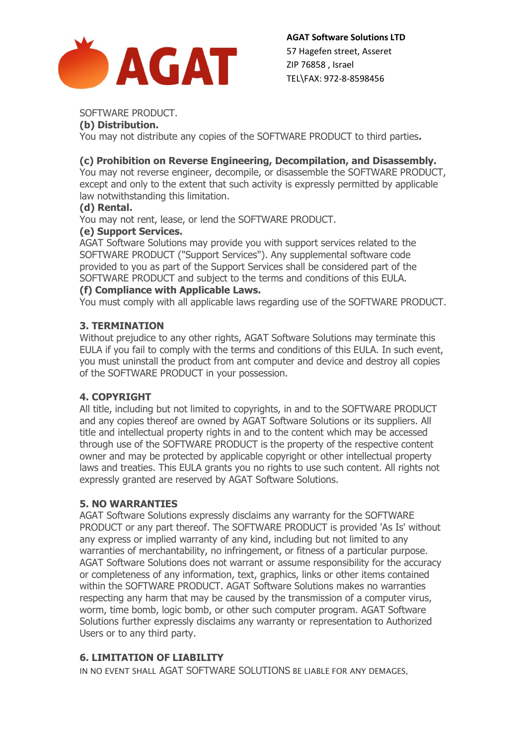SOFTWARE PRODUCT.

**(b) Distribution.**

You may not distribute any copies of the SOFTWARE PRODUCT to third parties**.**

**(c) Prohibition on Reverse Engineering, Decompilation, and Disassembly.**

You may not reverse engineer, decompile, or disassemble the SOFTWARE PRODUCT, except and only to the extent that such activity is expressly permitted by applicable law notwithstanding this limitation.

**(d) Rental.**

You may not rent, lease, or lend the SOFTWARE PRODUCT.

**(e) Support Services.**

AGAT Software Solutions may provide you with support services related to the SOFTWARE PRODUCT ("Support Services"). Any supplemental software code provided to you as part of the Support Services shall be considered part of the SOFTWARE PRODUCT and subject to the terms and conditions of this EULA.

**(f) Compliance with Applicable Laws.**

You must comply with all applicable laws regarding use of the SOFTWARE PRODUCT.

## 3. TERMINATION

Without prejudice to any other rights, AGAT Software Solutions may terminate this EULA if you fail to comply with the terms and conditions of this EULA. In such event, you must uninstall the product from ant computer and device and destroy all copies of the SOFTWARE PRODUCT in your possession.

## 4. COPYRIGHT

All title, including but not limited to copyrights, in and to the SOFTWARE PRODUCT and any copies thereof are owned by AGAT Software Solutions or its suppliers. All title and intellectual property rights in and to the content which may be accessed through use of the SOFTWARE PRODUCT is the property of the respective content owner and may be protected by applicable copyright or other intellectual property laws and treaties. This EULA grants you no rights to use such content. All rights not expressly granted are reserved by AGAT Software Solutions.

## 5. NO WARRANTIES

AGAT Software Solutions expressly disclaims any warranty for the SOFTWARE PRODUCT or any part thereof. The SOFTWARE PRODUCT is provided 'As Is' without any express or implied warranty of any kind, including but not limited to any warranties of merchantability, no infringement, or fitness of a particular purpose. AGAT Software Solutions does not warrant or assume responsibility for the accuracy or completeness of any information, text, graphics, links or other items contained within the SOFTWARE PRODUCT. AGAT Software Solutions makes no warranties respecting any harm that may be caused by the transmission of a computer virus, worm, time bomb, logic bomb, or other such computer program. AGAT Software Solutions further expressly disclaims any warranty or representation to Authorized Users or to any third party.

## 6. LIMITATION OF LIABILITY

IN NO EVENT SHALL AGAT SOFTWARE SOLUTIONS BE LIABLE FOR ANY DEMAGES,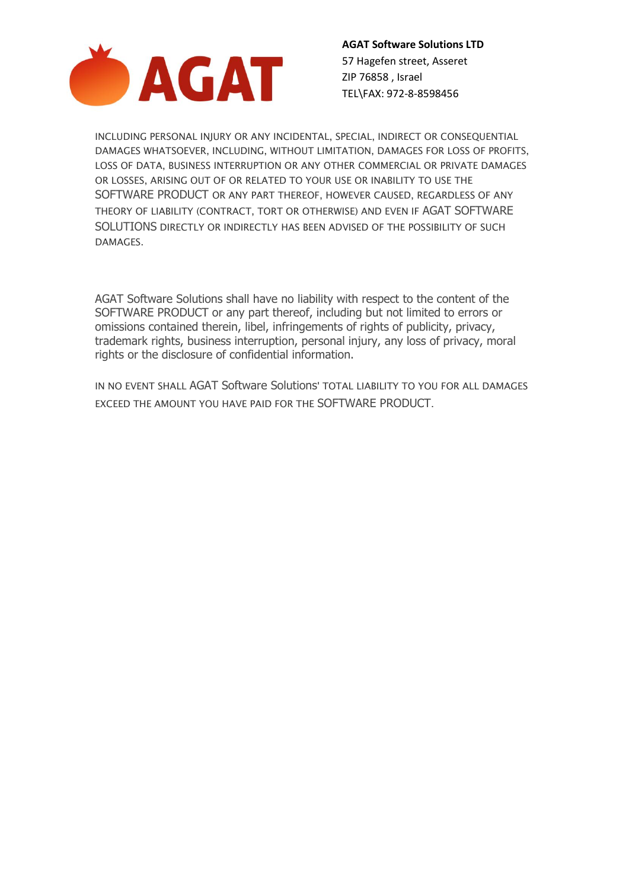INCLUDING PERSONAL INJURY OR ANY INCIDENTAL, SPECIAL, INDIRECT OR CONSEQUENTIAL DAMAGES WHATSOEVER, INCLUDING, WITHOUT LIMITATION, DAMAGES FOR LOSS OF PROFITS, LOSS OF DATA, BUSINESS INTERRUPTION OR ANY OTHER COMMERCIAL OR PRIVATE DAMAGES OR LOSSES, ARISING OUT OF OR RELATED TO YOUR USE OR INABILITY TO USE THE SOFTWARE PRODUCT OR ANY PART THEREOF, HOWEVER CAUSED, REGARDLESS OF ANY THEORY OF LIABILITY (CONTRACT, TORT OR OTHERWISE) AND EVEN IF AGAT SOFTWARE SOLUTIONS DIRECTLY OR INDIRECTLY HAS BEEN ADVISED OF THE POSSIBILITY OF SUCH DAMAGES.

AGAT Software Solutions shall have no liability with respect to the content of the SOFTWARE PRODUCT or any part thereof, including but not limited to errors or omissions contained therein, libel, infringements of rights of publicity, privacy, trademark rights, business interruption, personal injury, any loss of privacy, moral rights or the disclosure of confidential information.

IN NO EVENT SHALL AGAT Software Solutions' TOTAL LIABILITY TO YOU FOR ALL DAMAGES EXCEED THE AMOUNT YOU HAVE PAID FOR THE SOFTWARE PRODUCT.